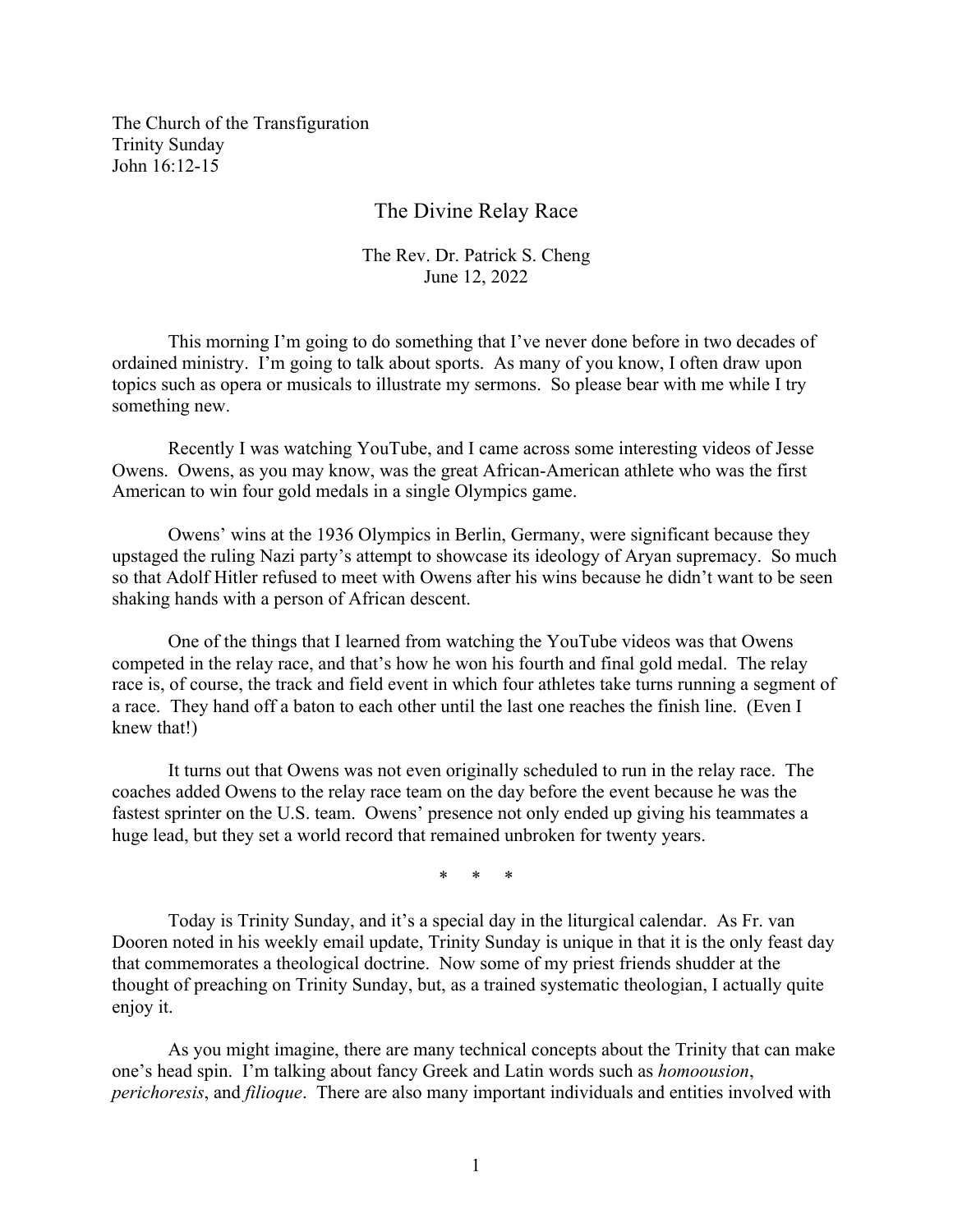The Church of the Transfiguration
Trinity Sunday
John 16:12-15

# The Divine Relay Race

The Rev. Dr. Patrick S. Cheng
June 12, 2022

This morning I'm going to do something that I've never done before in two decades of ordained ministry. I'm going to talk about sports. As many of you know, I often draw upon topics such as opera or musicals to illustrate my sermons. So please bear with me while I try something new.

Recently I was watching YouTube, and I came across some interesting videos of Jesse Owens. Owens, as you may know, was the great African-American athlete who was the first American to win four gold medals in a single Olympics game.

Owens' wins at the 1936 Olympics in Berlin, Germany, were significant because they upstaged the ruling Nazi party's attempt to showcase its ideology of Aryan supremacy. So much so that Adolf Hitler refused to meet with Owens after his wins because he didn't want to be seen shaking hands with a person of African descent.

One of the things that I learned from watching the YouTube videos was that Owens competed in the relay race, and that's how he won his fourth and final gold medal. The relay race is, of course, the track and field event in which four athletes take turns running a segment of a race. They hand off a baton to each other until the last one reaches the finish line. (Even I knew that!)

It turns out that Owens was not even originally scheduled to run in the relay race. The coaches added Owens to the relay race team on the day before the event because he was the fastest sprinter on the U.S. team. Owens' presence not only ended up giving his teammates a huge lead, but they set a world record that remained unbroken for twenty years.

\* \* \*

Today is Trinity Sunday, and it's a special day in the liturgical calendar. As Fr. van Dooren noted in his weekly email update, Trinity Sunday is unique in that it is the only feast day that commemorates a theological doctrine. Now some of my priest friends shudder at the thought of preaching on Trinity Sunday, but, as a trained systematic theologian, I actually quite enjoy it.

As you might imagine, there are many technical concepts about the Trinity that can make one's head spin. I'm talking about fancy Greek and Latin words such as *homoousion*, *perichoresis*, and *filioque*. There are also many important individuals and entities involved with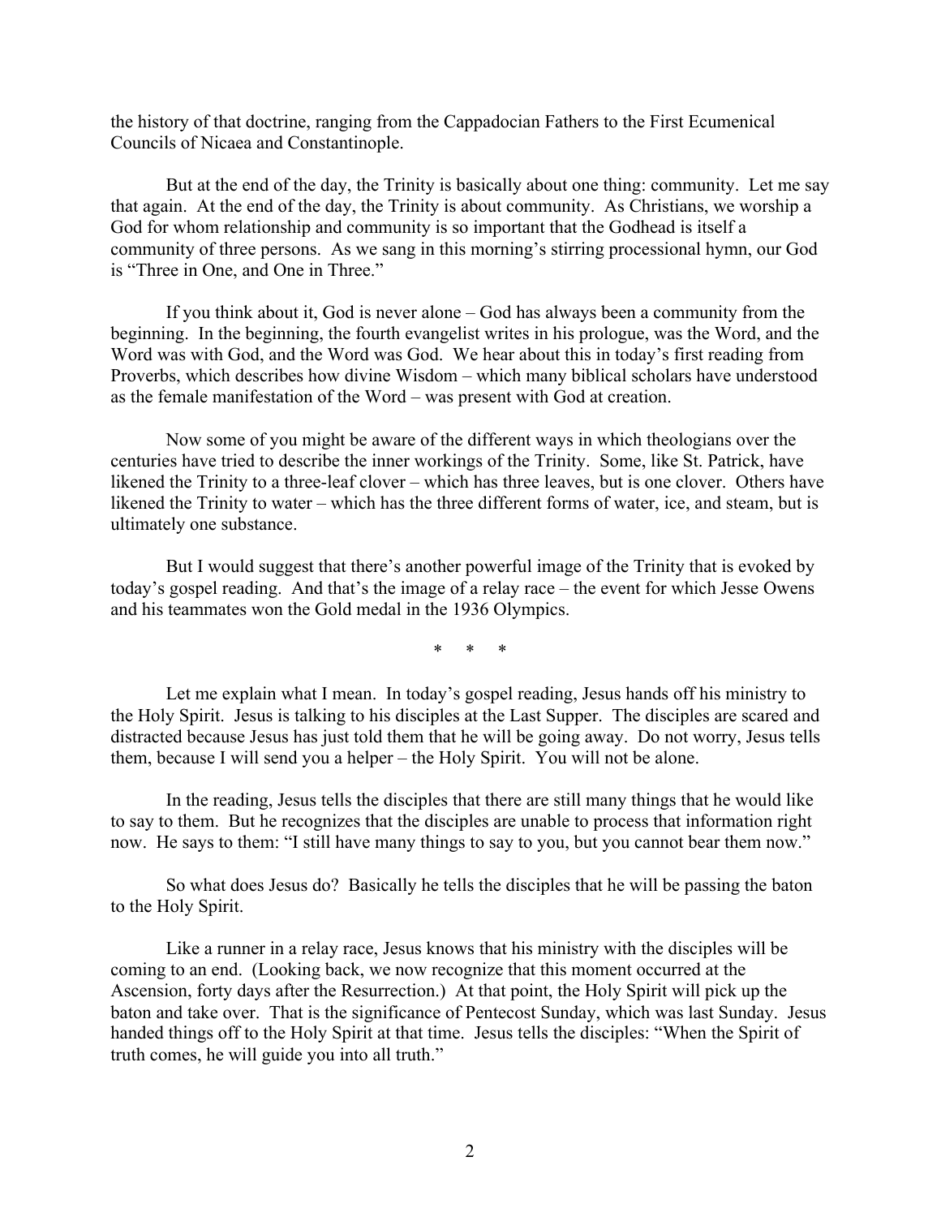the history of that doctrine, ranging from the Cappadocian Fathers to the First Ecumenical Councils of Nicaea and Constantinople.

But at the end of the day, the Trinity is basically about one thing: community. Let me say that again. At the end of the day, the Trinity is about community. As Christians, we worship a God for whom relationship and community is so important that the Godhead is itself a community of three persons. As we sang in this morning's stirring processional hymn, our God is "Three in One, and One in Three."

If you think about it, God is never alone – God has always been a community from the beginning. In the beginning, the fourth evangelist writes in his prologue, was the Word, and the Word was with God, and the Word was God. We hear about this in today's first reading from Proverbs, which describes how divine Wisdom – which many biblical scholars have understood as the female manifestation of the Word – was present with God at creation.

Now some of you might be aware of the different ways in which theologians over the centuries have tried to describe the inner workings of the Trinity. Some, like St. Patrick, have likened the Trinity to a three-leaf clover – which has three leaves, but is one clover. Others have likened the Trinity to water – which has the three different forms of water, ice, and steam, but is ultimately one substance.

But I would suggest that there's another powerful image of the Trinity that is evoked by today's gospel reading. And that's the image of a relay race – the event for which Jesse Owens and his teammates won the Gold medal in the 1936 Olympics.

\* \* \*

Let me explain what I mean. In today's gospel reading, Jesus hands off his ministry to the Holy Spirit. Jesus is talking to his disciples at the Last Supper. The disciples are scared and distracted because Jesus has just told them that he will be going away. Do not worry, Jesus tells them, because I will send you a helper – the Holy Spirit. You will not be alone.

In the reading, Jesus tells the disciples that there are still many things that he would like to say to them. But he recognizes that the disciples are unable to process that information right now. He says to them: "I still have many things to say to you, but you cannot bear them now."

So what does Jesus do? Basically he tells the disciples that he will be passing the baton to the Holy Spirit.

Like a runner in a relay race, Jesus knows that his ministry with the disciples will be coming to an end. (Looking back, we now recognize that this moment occurred at the Ascension, forty days after the Resurrection.) At that point, the Holy Spirit will pick up the baton and take over. That is the significance of Pentecost Sunday, which was last Sunday. Jesus handed things off to the Holy Spirit at that time. Jesus tells the disciples: "When the Spirit of truth comes, he will guide you into all truth."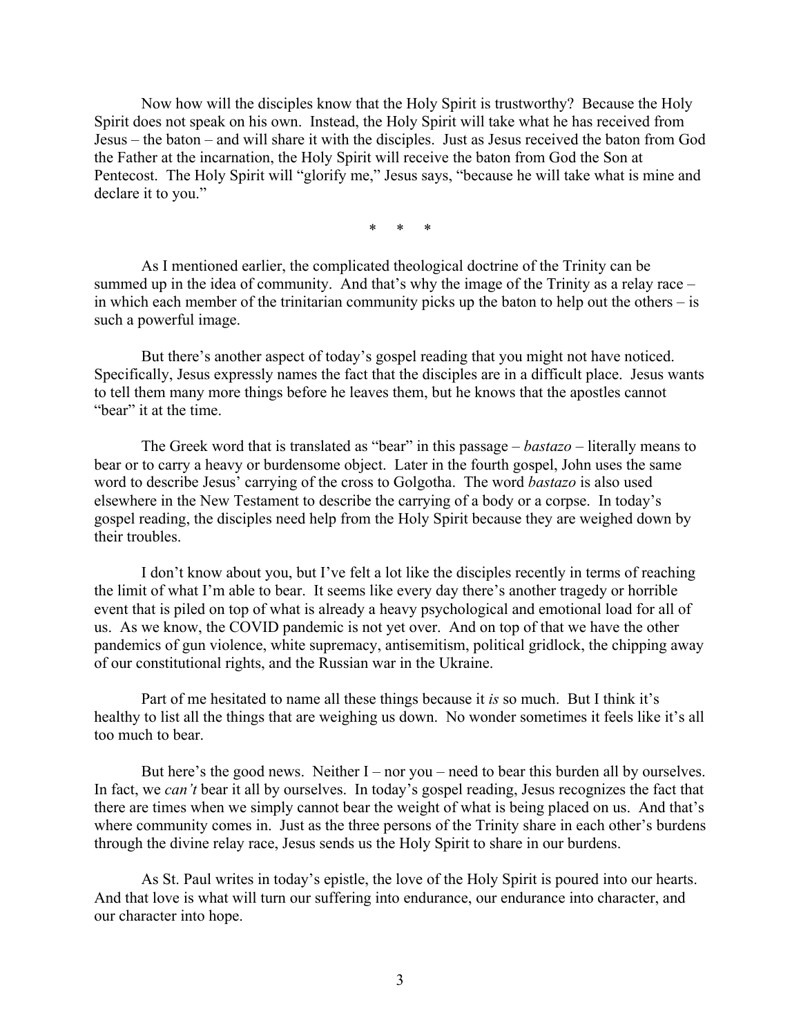Now how will the disciples know that the Holy Spirit is trustworthy? Because the Holy Spirit does not speak on his own. Instead, the Holy Spirit will take what he has received from Jesus – the baton – and will share it with the disciples. Just as Jesus received the baton from God the Father at the incarnation, the Holy Spirit will receive the baton from God the Son at Pentecost. The Holy Spirit will "glorify me," Jesus says, "because he will take what is mine and declare it to you."

\* \* \*

As I mentioned earlier, the complicated theological doctrine of the Trinity can be summed up in the idea of community. And that's why the image of the Trinity as a relay race – in which each member of the trinitarian community picks up the baton to help out the others – is such a powerful image.

But there's another aspect of today's gospel reading that you might not have noticed. Specifically, Jesus expressly names the fact that the disciples are in a difficult place. Jesus wants to tell them many more things before he leaves them, but he knows that the apostles cannot "bear" it at the time.

The Greek word that is translated as "bear" in this passage – *bastazo* – literally means to bear or to carry a heavy or burdensome object. Later in the fourth gospel, John uses the same word to describe Jesus' carrying of the cross to Golgotha. The word *bastazo* is also used elsewhere in the New Testament to describe the carrying of a body or a corpse. In today's gospel reading, the disciples need help from the Holy Spirit because they are weighed down by their troubles.

I don't know about you, but I've felt a lot like the disciples recently in terms of reaching the limit of what I'm able to bear. It seems like every day there's another tragedy or horrible event that is piled on top of what is already a heavy psychological and emotional load for all of us. As we know, the COVID pandemic is not yet over. And on top of that we have the other pandemics of gun violence, white supremacy, antisemitism, political gridlock, the chipping away of our constitutional rights, and the Russian war in the Ukraine.

Part of me hesitated to name all these things because it *is* so much. But I think it's healthy to list all the things that are weighing us down. No wonder sometimes it feels like it's all too much to bear.

But here's the good news. Neither I – nor you – need to bear this burden all by ourselves. In fact, we *can't* bear it all by ourselves. In today's gospel reading, Jesus recognizes the fact that there are times when we simply cannot bear the weight of what is being placed on us. And that's where community comes in. Just as the three persons of the Trinity share in each other's burdens through the divine relay race, Jesus sends us the Holy Spirit to share in our burdens.

As St. Paul writes in today's epistle, the love of the Holy Spirit is poured into our hearts. And that love is what will turn our suffering into endurance, our endurance into character, and our character into hope.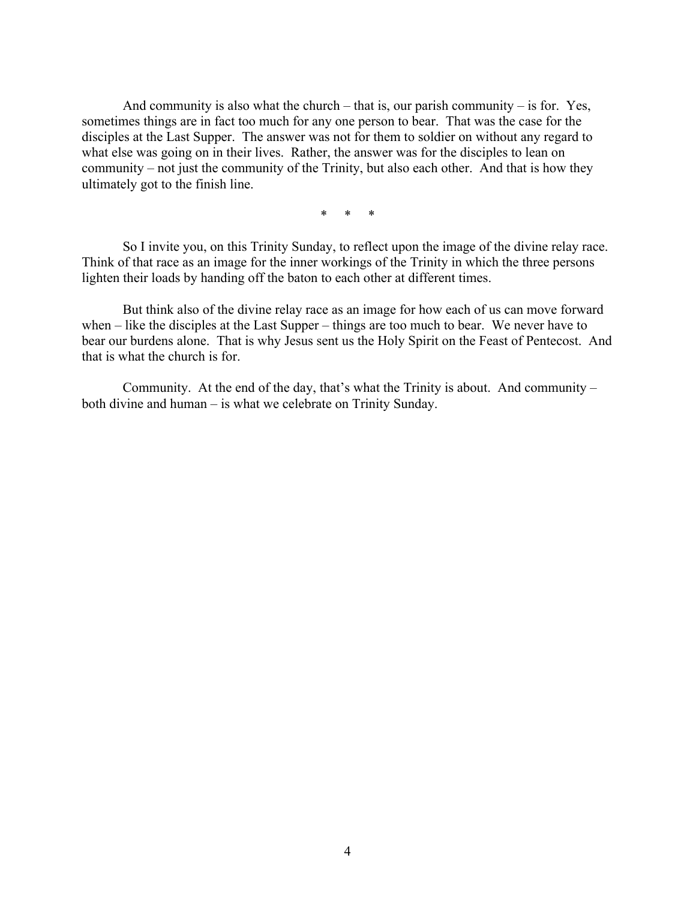And community is also what the church – that is, our parish community – is for. Yes, sometimes things are in fact too much for any one person to bear. That was the case for the disciples at the Last Supper. The answer was not for them to soldier on without any regard to what else was going on in their lives. Rather, the answer was for the disciples to lean on community – not just the community of the Trinity, but also each other. And that is how they ultimately got to the finish line.

\* \* \*

So I invite you, on this Trinity Sunday, to reflect upon the image of the divine relay race. Think of that race as an image for the inner workings of the Trinity in which the three persons lighten their loads by handing off the baton to each other at different times.

But think also of the divine relay race as an image for how each of us can move forward when – like the disciples at the Last Supper – things are too much to bear. We never have to bear our burdens alone. That is why Jesus sent us the Holy Spirit on the Feast of Pentecost. And that is what the church is for.

Community. At the end of the day, that's what the Trinity is about. And community – both divine and human – is what we celebrate on Trinity Sunday.